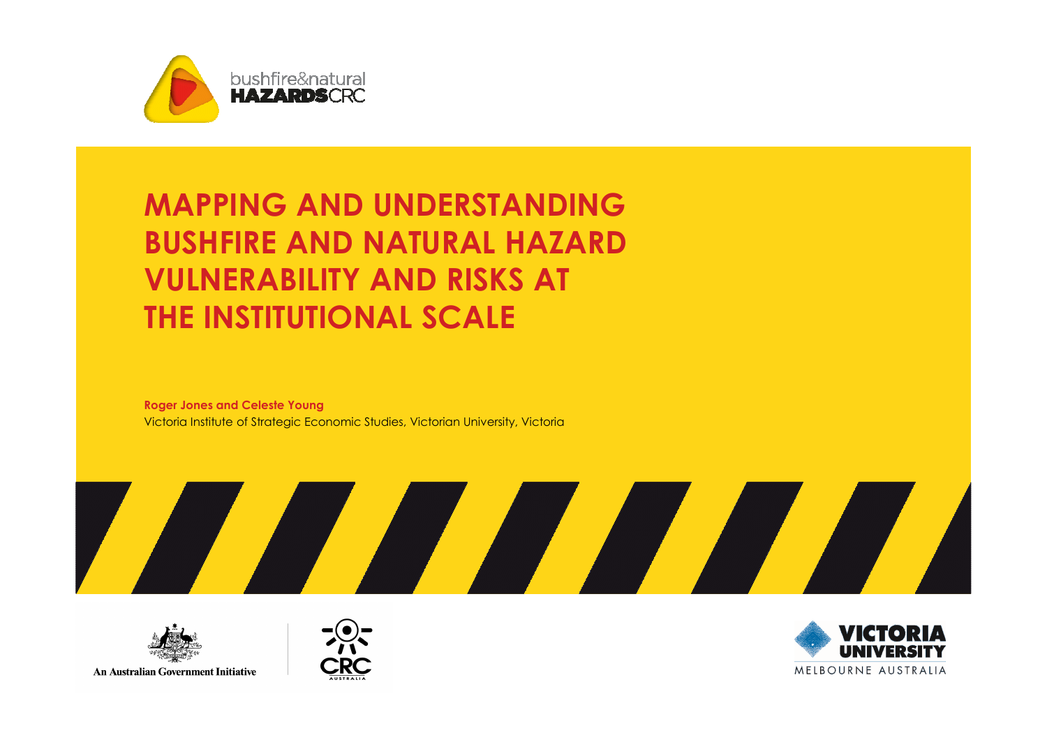bushfire&natural **HAZARDS**CRC

# MAPPING AND UNDERSTANDING BUSHFIRE AND NATURAL HAZARD VULNERABILITY AND RISKS AT THE INSTITUTIONAL SCALE

**Roger Jones and Celeste Young**

Victoria Institute of Strategic Economic Studies, Victorian University, Victoria

An Australian Government Initiative

CRC AUSTRALIA

VICTORIA UNIVERSITY

MELBOURNE AUSTRALIA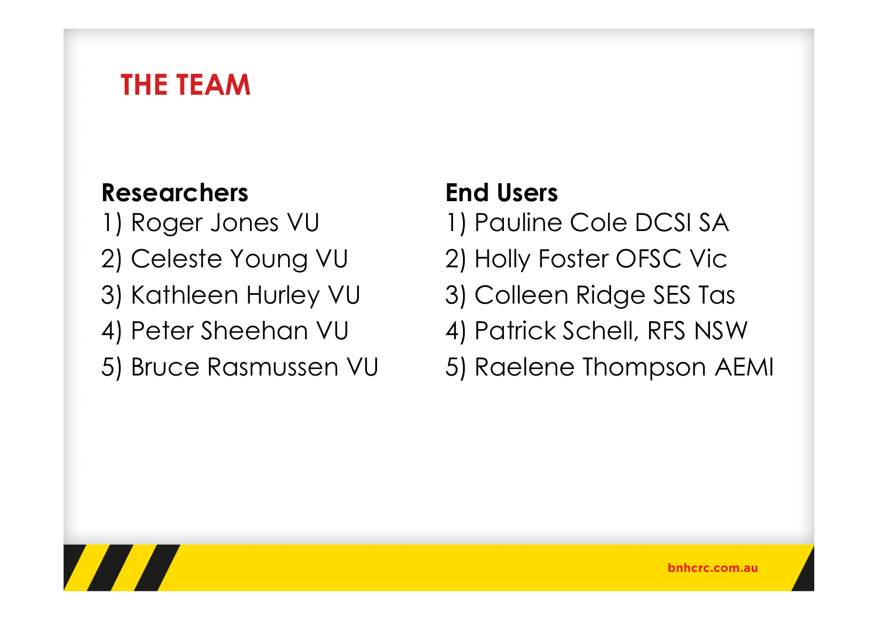# THE TEAM

**Researchers**

1) Roger Jones VU
2) Celeste Young VU
3) Kathleen Hurley VU
4) Peter Sheehan VU
5) Bruce Rasmussen VU

**End Users**

1) Pauline Cole DCSI SA
2) Holly Foster OFSC Vic
3) Colleen Ridge SES Tas
4) Patrick Schell, RFS NSW
5) Raelene Thompson AEMI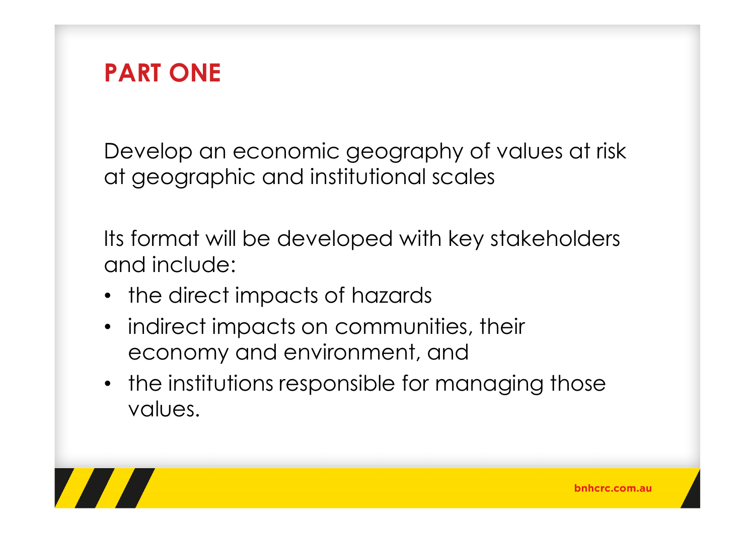# PART ONE

Develop an economic geography of values at risk at geographic and institutional scales

Its format will be developed with key stakeholders and include:

- the direct impacts of hazards
- indirect impacts on communities, their economy and environment, and
- the institutions responsible for managing those values.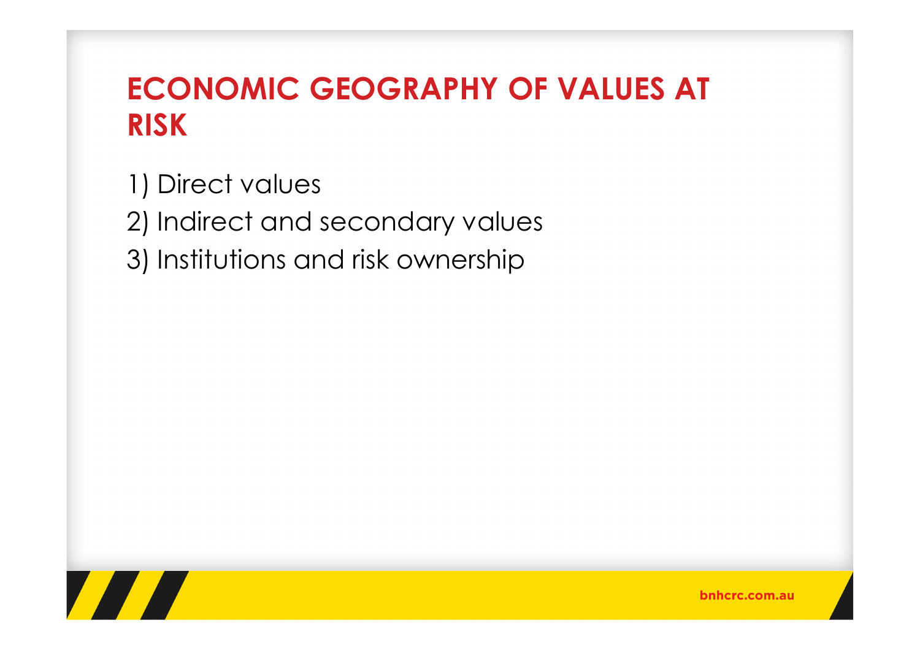# ECONOMIC GEOGRAPHY OF VALUES AT RISK

1) Direct values
2) Indirect and secondary values
3) Institutions and risk ownership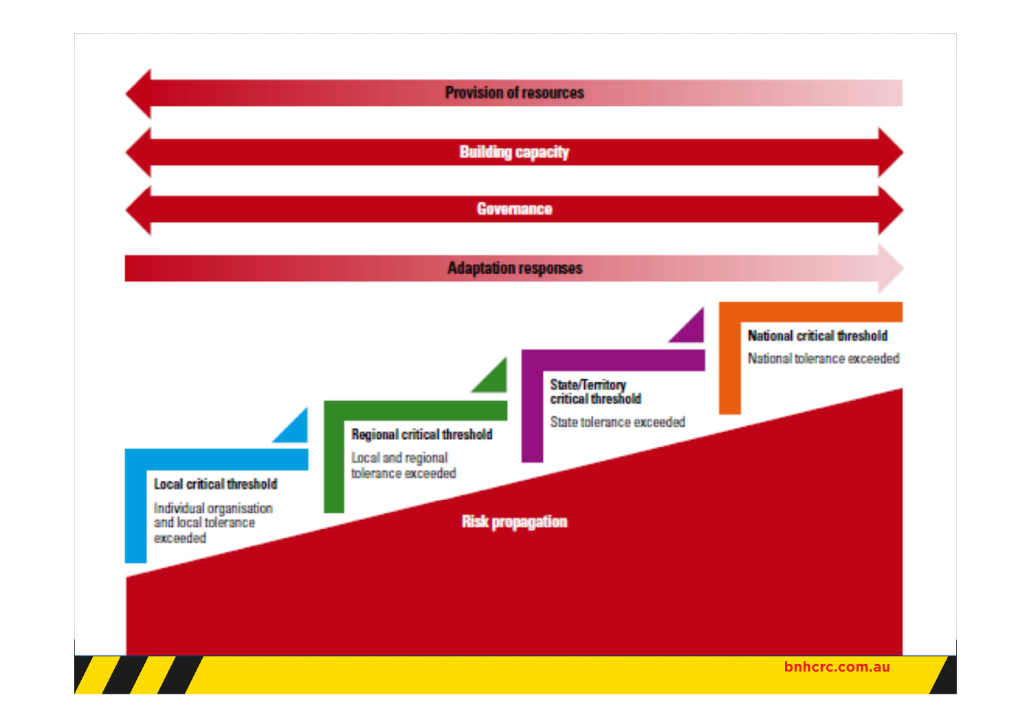Provision of resources

Building capacity

Governance

Adaptation responses

**National critical threshold**

National tolerance exceeded

**State/Territory critical threshold**

State tolerance exceeded

**Regional critical threshold**

Local and regional tolerance exceeded

**Local critical threshold**

Individual organisation and local tolerance exceeded

Risk propagation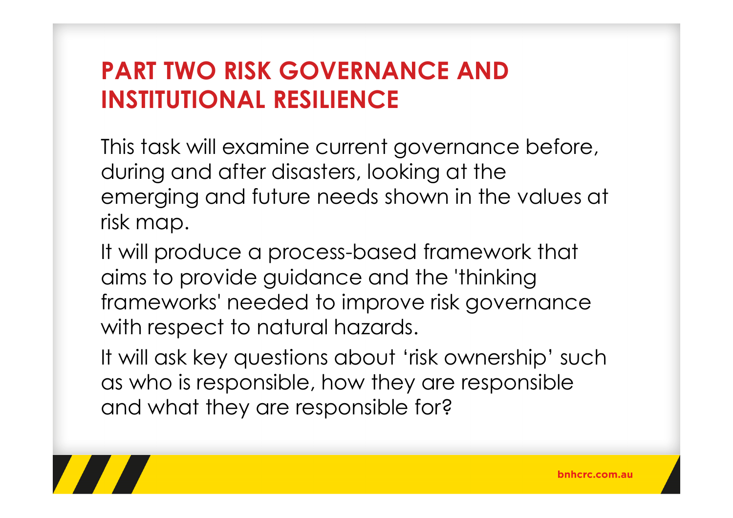# PART TWO RISK GOVERNANCE AND INSTITUTIONAL RESILIENCE

This task will examine current governance before, during and after disasters, looking at the emerging and future needs shown in the values at risk map.

It will produce a process-based framework that aims to provide guidance and the 'thinking frameworks' needed to improve risk governance with respect to natural hazards.

It will ask key questions about 'risk ownership' such as who is responsible, how they are responsible and what they are responsible for?